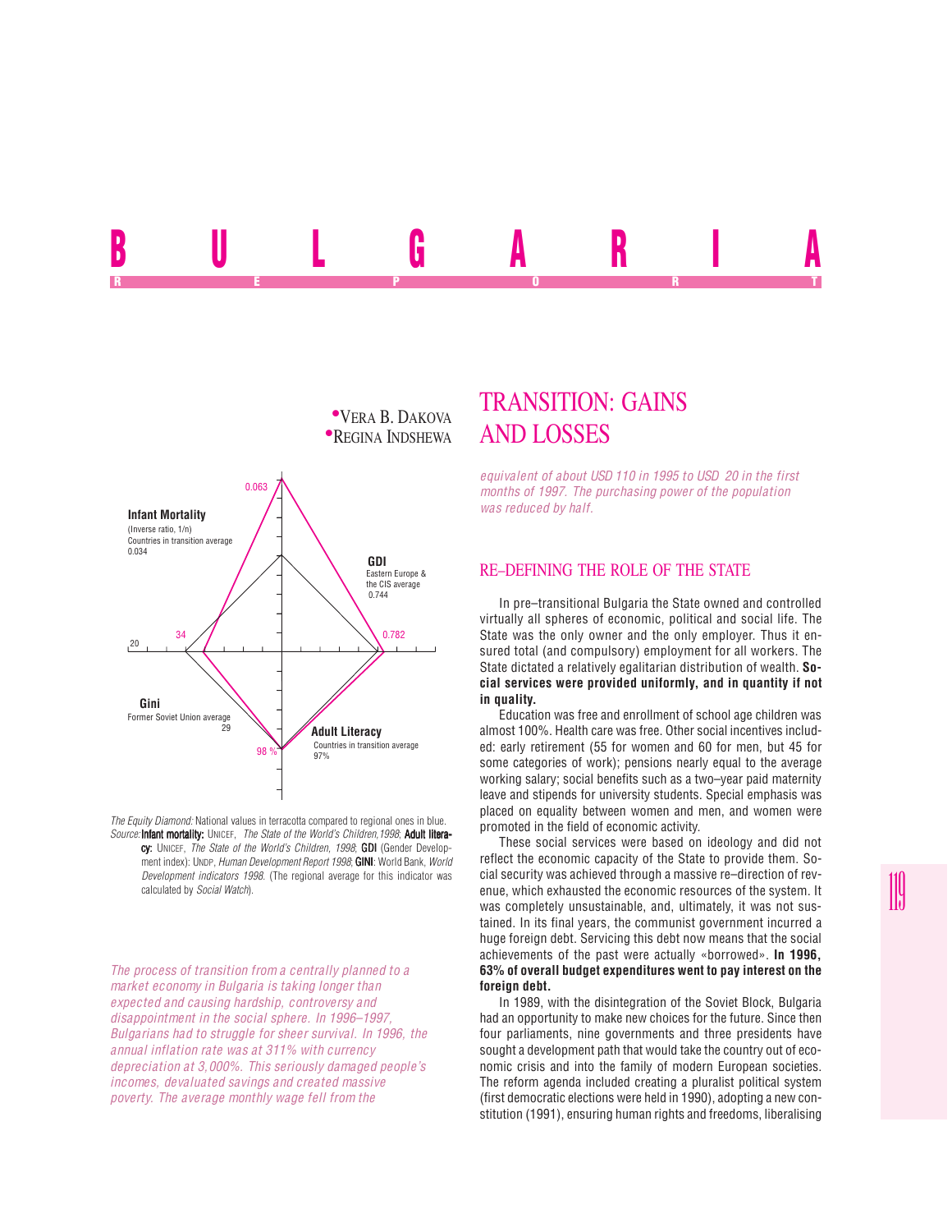# BULGARIA

REPORT

- VERA B. DAKOVA
- REGINA INDSHEWA

# TRANSITION: GAINS AND LOSSES

Infant Mortality (Inverse ratio, 1/n) Countries in transition average 0.034 — 0.063

GDI Eastern Europe & the CIS average 0.744 — 0.782

Gini Former Soviet Union average 29 — 34

Adult Literacy Countries in transition average 97% — 98 %

*The Equity Diamond:* National values in terracotta compared to regional ones in blue.
*Source:* **Infant mortality:** UNICEF, *The State of the World's Children,1998*; **Adult literacy:** UNICEF, *The State of the World's Children, 1998*; **GDI** (Gender Development index): UNDP, *Human Development Report 1998*; **GINI**: World Bank, *World Development indicators 1998*. (The regional average for this indicator was calculated by *Social Watch*).

*The process of transition from a centrally planned to a market economy in Bulgaria is taking longer than expected and causing hardship, controversy and disappointment in the social sphere. In 1996–1997, Bulgarians had to struggle for sheer survival. In 1996, the annual inflation rate was at 311% with currency depreciation at 3,000%. This seriously damaged people's incomes, devaluated savings and created massive poverty. The average monthly wage fell from the equivalent of about USD 110 in 1995 to USD 20 in the first months of 1997. The purchasing power of the population was reduced by half.*

## RE–DEFINING THE ROLE OF THE STATE

In pre–transitional Bulgaria the State owned and controlled virtually all spheres of economic, political and social life. The State was the only owner and the only employer. Thus it ensured total (and compulsory) employment for all workers. The State dictated a relatively egalitarian distribution of wealth. **Social services were provided uniformly, and in quantity if not in quality.**

Education was free and enrollment of school age children was almost 100%. Health care was free. Other social incentives included: early retirement (55 for women and 60 for men, but 45 for some categories of work); pensions nearly equal to the average working salary; social benefits such as a two–year paid maternity leave and stipends for university students. Special emphasis was placed on equality between women and men, and women were promoted in the field of economic activity.

These social services were based on ideology and did not reflect the economic capacity of the State to provide them. Social security was achieved through a massive re–direction of revenue, which exhausted the economic resources of the system. It was completely unsustainable, and, ultimately, it was not sustained. In its final years, the communist government incurred a huge foreign debt. Servicing this debt now means that the social achievements of the past were actually «borrowed». **In 1996, 63% of overall budget expenditures went to pay interest on the foreign debt.**

In 1989, with the disintegration of the Soviet Block, Bulgaria had an opportunity to make new choices for the future. Since then four parliaments, nine governments and three presidents have sought a development path that would take the country out of economic crisis and into the family of modern European societies. The reform agenda included creating a pluralist political system (first democratic elections were held in 1990), adopting a new constitution (1991), ensuring human rights and freedoms, liberalising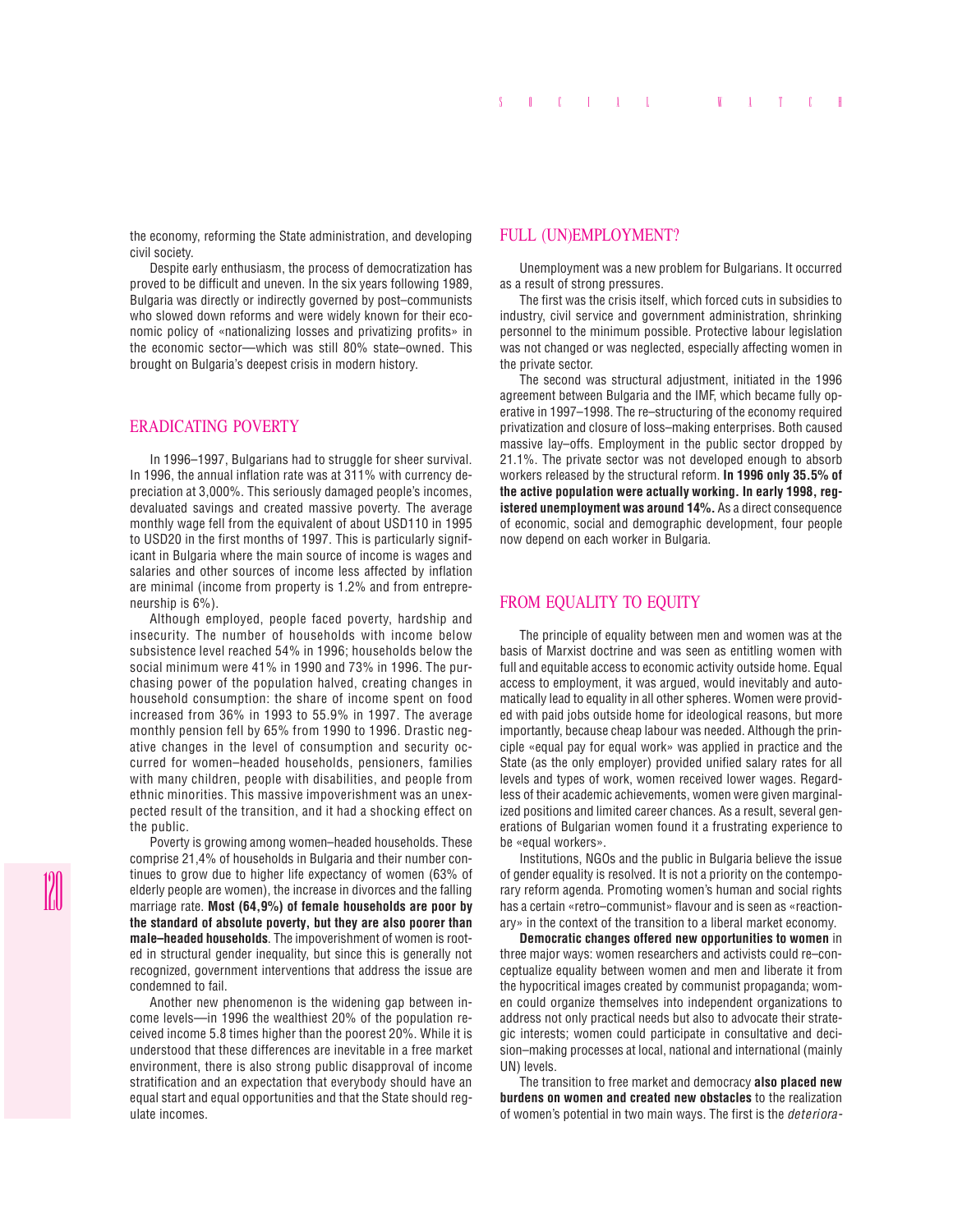the economy, reforming the State administration, and developing civil society.

Despite early enthusiasm, the process of democratization has proved to be difficult and uneven. In the six years following 1989, Bulgaria was directly or indirectly governed by post–communists who slowed down reforms and were widely known for their economic policy of «nationalizing losses and privatizing profits» in the economic sector—which was still 80% state–owned. This brought on Bulgaria's deepest crisis in modern history.

## ERADICATING POVERTY

In 1996–1997, Bulgarians had to struggle for sheer survival. In 1996, the annual inflation rate was at 311% with currency depreciation at 3,000%. This seriously damaged people's incomes, devaluated savings and created massive poverty. The average monthly wage fell from the equivalent of about USD110 in 1995 to USD20 in the first months of 1997. This is particularly significant in Bulgaria where the main source of income is wages and salaries and other sources of income less affected by inflation are minimal (income from property is 1.2% and from entrepreneurship is 6%).

Although employed, people faced poverty, hardship and insecurity. The number of households with income below subsistence level reached 54% in 1996; households below the social minimum were 41% in 1990 and 73% in 1996. The purchasing power of the population halved, creating changes in household consumption: the share of income spent on food increased from 36% in 1993 to 55.9% in 1997. The average monthly pension fell by 65% from 1990 to 1996. Drastic negative changes in the level of consumption and security occurred for women–headed households, pensioners, families with many children, people with disabilities, and people from ethnic minorities. This massive impoverishment was an unexpected result of the transition, and it had a shocking effect on the public.

Poverty is growing among women–headed households. These comprise 21,4% of households in Bulgaria and their number continues to grow due to higher life expectancy of women (63% of elderly people are women), the increase in divorces and the falling marriage rate. **Most (64,9%) of female households are poor by the standard of absolute poverty, but they are also poorer than male–headed households**. The impoverishment of women is rooted in structural gender inequality, but since this is generally not recognized, government interventions that address the issue are condemned to fail.

Another new phenomenon is the widening gap between income levels—in 1996 the wealthiest 20% of the population received income 5.8 times higher than the poorest 20%. While it is understood that these differences are inevitable in a free market environment, there is also strong public disapproval of income stratification and an expectation that everybody should have an equal start and equal opportunities and that the State should regulate incomes.

## FULL (UN)EMPLOYMENT?

Unemployment was a new problem for Bulgarians. It occurred as a result of strong pressures.

The first was the crisis itself, which forced cuts in subsidies to industry, civil service and government administration, shrinking personnel to the minimum possible. Protective labour legislation was not changed or was neglected, especially affecting women in the private sector.

The second was structural adjustment, initiated in the 1996 agreement between Bulgaria and the IMF, which became fully operative in 1997–1998. The re–structuring of the economy required privatization and closure of loss–making enterprises. Both caused massive lay–offs. Employment in the public sector dropped by 21.1%. The private sector was not developed enough to absorb workers released by the structural reform. **In 1996 only 35.5% of the active population were actually working. In early 1998, registered unemployment was around 14%.** As a direct consequence of economic, social and demographic development, four people now depend on each worker in Bulgaria.

## FROM EQUALITY TO EQUITY

The principle of equality between men and women was at the basis of Marxist doctrine and was seen as entitling women with full and equitable access to economic activity outside home. Equal access to employment, it was argued, would inevitably and automatically lead to equality in all other spheres. Women were provided with paid jobs outside home for ideological reasons, but more importantly, because cheap labour was needed. Although the principle «equal pay for equal work» was applied in practice and the State (as the only employer) provided unified salary rates for all levels and types of work, women received lower wages. Regardless of their academic achievements, women were given marginalized positions and limited career chances. As a result, several generations of Bulgarian women found it a frustrating experience to be «equal workers».

Institutions, NGOs and the public in Bulgaria believe the issue of gender equality is resolved. It is not a priority on the contemporary reform agenda. Promoting women's human and social rights has a certain «retro–communist» flavour and is seen as «reactionary» in the context of the transition to a liberal market economy.

**Democratic changes offered new opportunities to women** in three major ways: women researchers and activists could re–conceptualize equality between women and men and liberate it from the hypocritical images created by communist propaganda; women could organize themselves into independent organizations to address not only practical needs but also to advocate their strategic interests; women could participate in consultative and decision–making processes at local, national and international (mainly UN) levels.

The transition to free market and democracy **also placed new burdens on women and created new obstacles** to the realization of women's potential in two main ways. The first is the *deteriora-*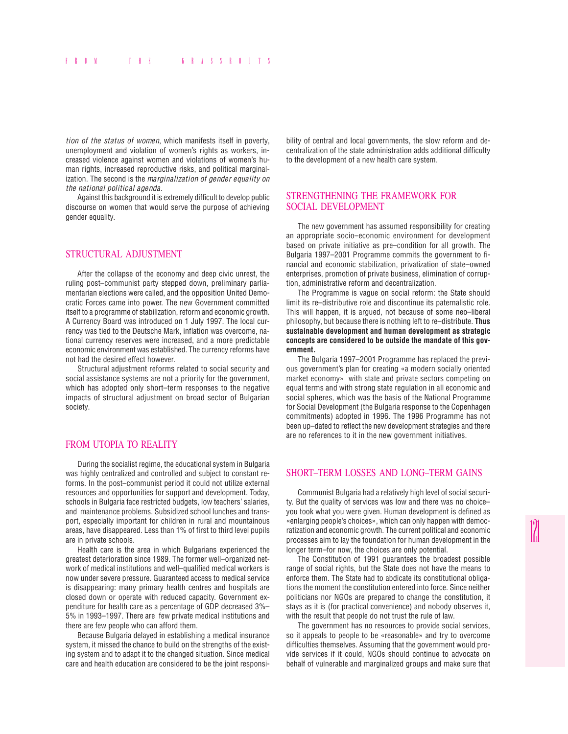*tion of the status of women*, which manifests itself in poverty, unemployment and violation of women's rights as workers, increased violence against women and violations of women's human rights, increased reproductive risks, and political marginalization. The second is the *marginalization of gender equality on the national political agenda.*

Against this background it is extremely difficult to develop public discourse on women that would serve the purpose of achieving gender equality.

## STRUCTURAL ADJUSTMENT

After the collapse of the economy and deep civic unrest, the ruling post–communist party stepped down, preliminary parliamentarian elections were called, and the opposition United Democratic Forces came into power. The new Government committed itself to a programme of stabilization, reform and economic growth. A Currency Board was introduced on 1 July 1997. The local currency was tied to the Deutsche Mark, inflation was overcome, national currency reserves were increased, and a more predictable economic environment was established. The currency reforms have not had the desired effect however.

Structural adjustment reforms related to social security and social assistance systems are not a priority for the government, which has adopted only short–term responses to the negative impacts of structural adjustment on broad sector of Bulgarian society.

## FROM UTOPIA TO REALITY

During the socialist regime, the educational system in Bulgaria was highly centralized and controlled and subject to constant reforms. In the post–communist period it could not utilize external resources and opportunities for support and development. Today, schools in Bulgaria face restricted budgets, low teachers' salaries, and maintenance problems. Subsidized school lunches and transport, especially important for children in rural and mountainous areas, have disappeared. Less than 1% of first to third level pupils are in private schools.

Health care is the area in which Bulgarians experienced the greatest deterioration since 1989. The former well–organized network of medical institutions and well–qualified medical workers is now under severe pressure. Guaranteed access to medical service is disappearing: many primary health centres and hospitals are closed down or operate with reduced capacity. Government expenditure for health care as a percentage of GDP decreased 3%–5% in 1993–1997. There are few private medical institutions and there are few people who can afford them.

Because Bulgaria delayed in establishing a medical insurance system, it missed the chance to build on the strengths of the existing system and to adapt it to the changed situation. Since medical care and health education are considered to be the joint responsibility of central and local governments, the slow reform and decentralization of the state administration adds additional difficulty to the development of a new health care system.

## STRENGTHENING THE FRAMEWORK FOR SOCIAL DEVELOPMENT

The new government has assumed responsibility for creating an appropriate socio–economic environment for development based on private initiative as pre–condition for all growth. The Bulgaria 1997–2001 Programme commits the government to financial and economic stabilization, privatization of state–owned enterprises, promotion of private business, elimination of corruption, administrative reform and decentralization.

The Programme is vague on social reform: the State should limit its re–distributive role and discontinue its paternalistic role. This will happen, it is argued, not because of some neo–liberal philosophy, but because there is nothing left to re–distribute. **Thus sustainable development and human development as strategic concepts are considered to be outside the mandate of this government.**

The Bulgaria 1997–2001 Programme has replaced the previous government's plan for creating «a modern socially oriented market economy» with state and private sectors competing on equal terms and with strong state regulation in all economic and social spheres, which was the basis of the National Programme for Social Development (the Bulgaria response to the Copenhagen commitments) adopted in 1996. The 1996 Programme has not been up–dated to reflect the new development strategies and there are no references to it in the new government initiatives.

## SHORT–TERM LOSSES AND LONG–TERM GAINS

Communist Bulgaria had a relatively high level of social security. But the quality of services was low and there was no choice– you took what you were given. Human development is defined as «enlarging people's choices», which can only happen with democratization and economic growth. The current political and economic processes aim to lay the foundation for human development in the longer term–for now, the choices are only potential.

The Constitution of 1991 guarantees the broadest possible range of social rights, but the State does not have the means to enforce them. The State had to abdicate its constitutional obligations the moment the constitution entered into force. Since neither politicians nor NGOs are prepared to change the constitution, it stays as it is (for practical convenience) and nobody observes it, with the result that people do not trust the rule of law.

The government has no resources to provide social services, so it appeals to people to be «reasonable» and try to overcome difficulties themselves. Assuming that the government would provide services if it could, NGOs should continue to advocate on behalf of vulnerable and marginalized groups and make sure that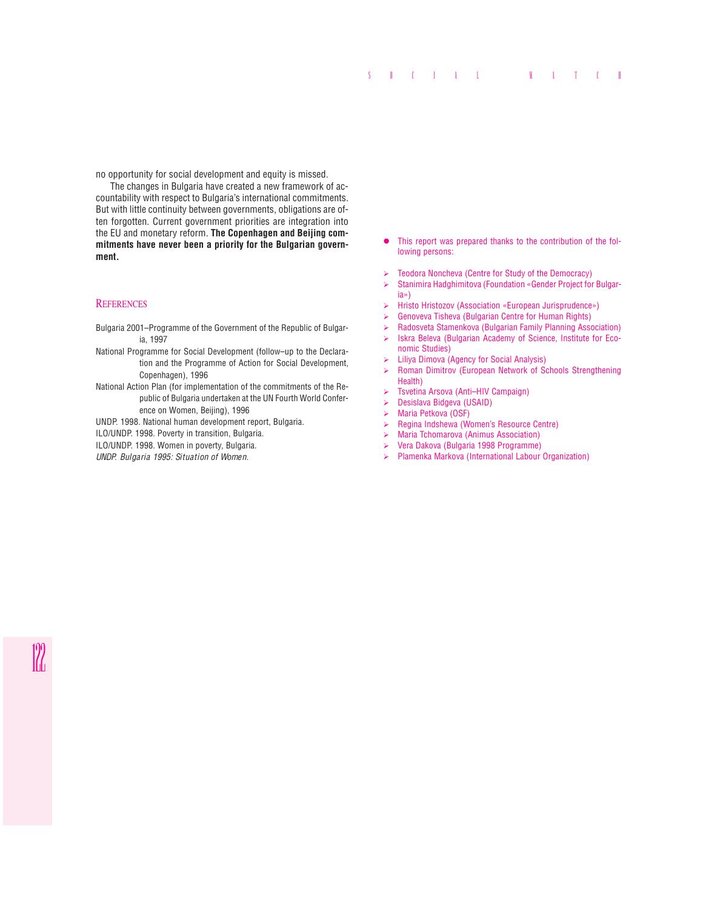no opportunity for social development and equity is missed.

The changes in Bulgaria have created a new framework of accountability with respect to Bulgaria's international commitments. But with little continuity between governments, obligations are often forgotten. Current government priorities are integration into the EU and monetary reform. **The Copenhagen and Beijing commitments have never been a priority for the Bulgarian government.**

## REFERENCES

Bulgaria 2001–Programme of the Government of the Republic of Bulgaria, 1997

National Programme for Social Development (follow–up to the Declaration and the Programme of Action for Social Development, Copenhagen), 1996

National Action Plan (for implementation of the commitments of the Republic of Bulgaria undertaken at the UN Fourth World Conference on Women, Beijing), 1996

UNDP. 1998. National human development report, Bulgaria.

ILO/UNDP. 1998. Poverty in transition, Bulgaria.

ILO/UNDP. 1998. Women in poverty, Bulgaria.

*UNDP. Bulgaria 1995: Situation of Women.*

- This report was prepared thanks to the contribution of the following persons:

- Teodora Noncheva (Centre for Study of the Democracy)
- Stanimira Hadghimitova (Foundation «Gender Project for Bulgaria»)
- Hristo Hristozov (Association «European Jurisprudence»)
- Genoveva Tisheva (Bulgarian Centre for Human Rights)
- Radosveta Stamenkova (Bulgarian Family Planning Association)
- Iskra Beleva (Bulgarian Academy of Science, Institute for Economic Studies)
- Liliya Dimova (Agency for Social Analysis)
- Roman Dimitrov (European Network of Schools Strengthening Health)
- Tsvetina Arsova (Anti–HIV Campaign)
- Desislava Bidgeva (USAID)
- Maria Petkova (OSF)
- Regina Indshewa (Women's Resource Centre)
- Maria Tchomarova (Animus Association)
- Vera Dakova (Bulgaria 1998 Programme)
- Plamenka Markova (International Labour Organization)